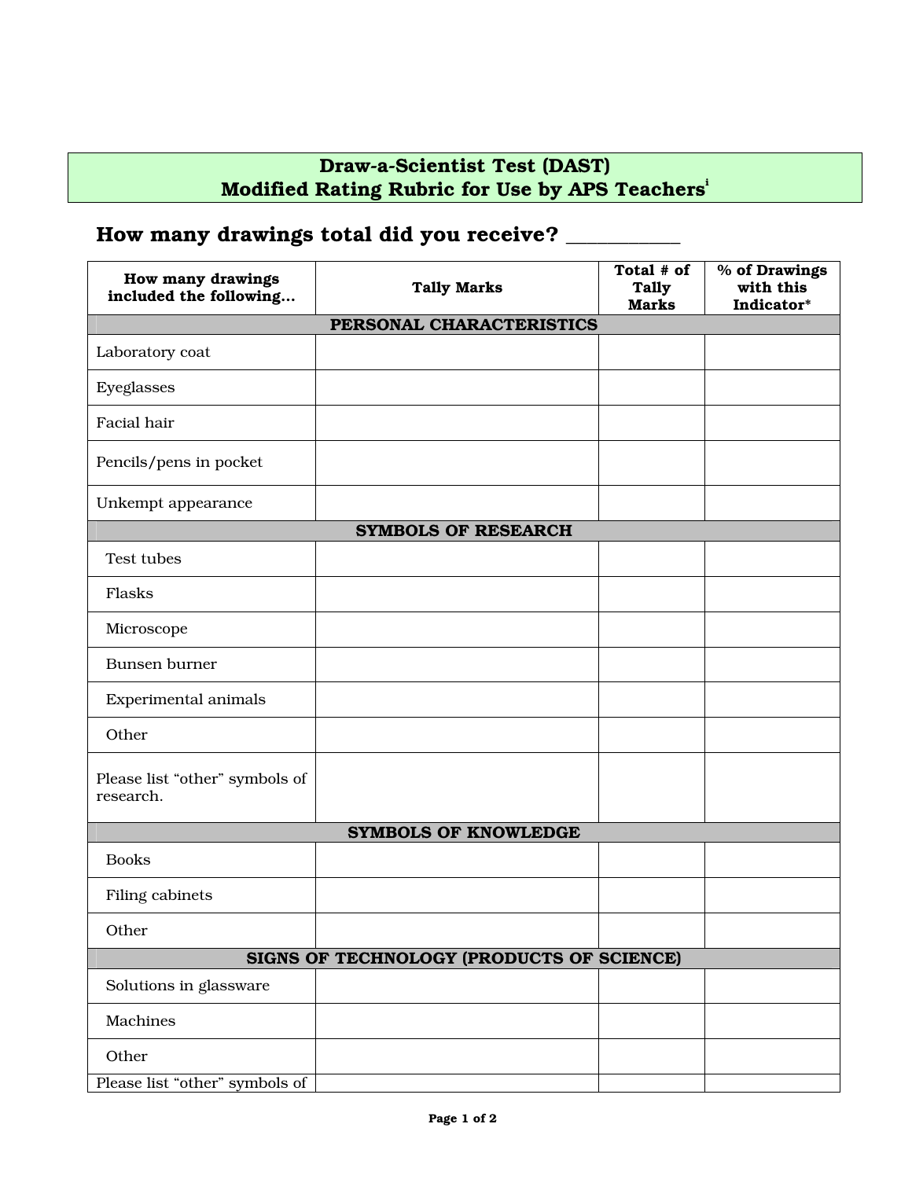# Draw-a-Scientist Test (DAST)
## Modified Rating Rubric for Use by APS Teachers[i]

**How many drawings total did you receive? __________**

| How many drawings included the following… | Tally Marks | Total # of Tally Marks | % of Drawings with this Indicator* |
|---|---|---|---|
| **PERSONAL CHARACTERISTICS** | | | |
| Laboratory coat | | | |
| Eyeglasses | | | |
| Facial hair | | | |
| Pencils/pens in pocket | | | |
| Unkempt appearance | | | |
| **SYMBOLS OF RESEARCH** | | | |
| Test tubes | | | |
| Flasks | | | |
| Microscope | | | |
| Bunsen burner | | | |
| Experimental animals | | | |
| Other | | | |
| Please list "other" symbols of research. | | | |
| **SYMBOLS OF KNOWLEDGE** | | | |
| Books | | | |
| Filing cabinets | | | |
| Other | | | |
| **SIGNS OF TECHNOLOGY (PRODUCTS OF SCIENCE)** | | | |
| Solutions in glassware | | | |
| Machines | | | |
| Other | | | |
| Please list "other" symbols of | | | |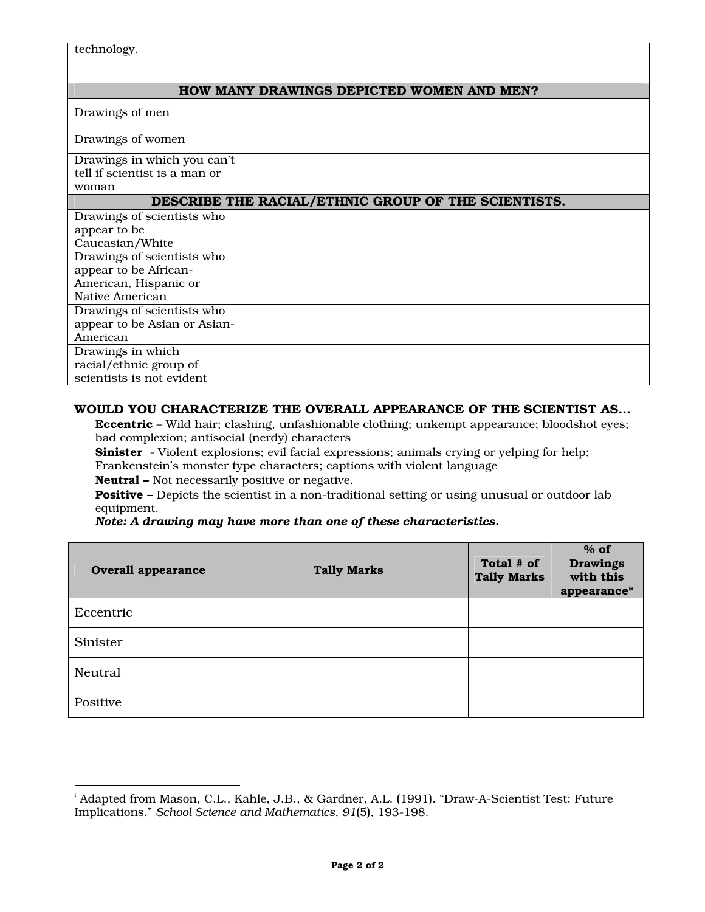| | | | |
|---|---|---|---|
| technology. | | | |
| **HOW MANY DRAWINGS DEPICTED WOMEN AND MEN?** | | | |
| Drawings of men | | | |
| Drawings of women | | | |
| Drawings in which you can't tell if scientist is a man or woman | | | |
| **DESCRIBE THE RACIAL/ETHNIC GROUP OF THE SCIENTISTS.** | | | |
| Drawings of scientists who appear to be Caucasian/White | | | |
| Drawings of scientists who appear to be African-American, Hispanic or Native American | | | |
| Drawings of scientists who appear to be Asian or Asian-American | | | |
| Drawings in which racial/ethnic group of scientists is not evident | | | |

**WOULD YOU CHARACTERIZE THE OVERALL APPEARANCE OF THE SCIENTIST AS…**

**Eccentric** – Wild hair; clashing, unfashionable clothing; unkempt appearance; bloodshot eyes; bad complexion; antisocial (nerdy) characters

**Sinister** - Violent explosions; evil facial expressions; animals crying or yelping for help; Frankenstein's monster type characters; captions with violent language

**Neutral –** Not necessarily positive or negative.

**Positive –** Depicts the scientist in a non-traditional setting or using unusual or outdoor lab equipment.

***Note: A drawing may have more than one of these characteristics.***

| Overall appearance | Tally Marks | Total # of Tally Marks | % of Drawings with this appearance* |
|---|---|---|---|
| Eccentric | | | |
| Sinister | | | |
| Neutral | | | |
| Positive | | | |

---

[i] Adapted from Mason, C.L., Kahle, J.B., & Gardner, A.L. (1991). "Draw-A-Scientist Test: Future Implications." *School Science and Mathematics, 91*(5), 193-198.